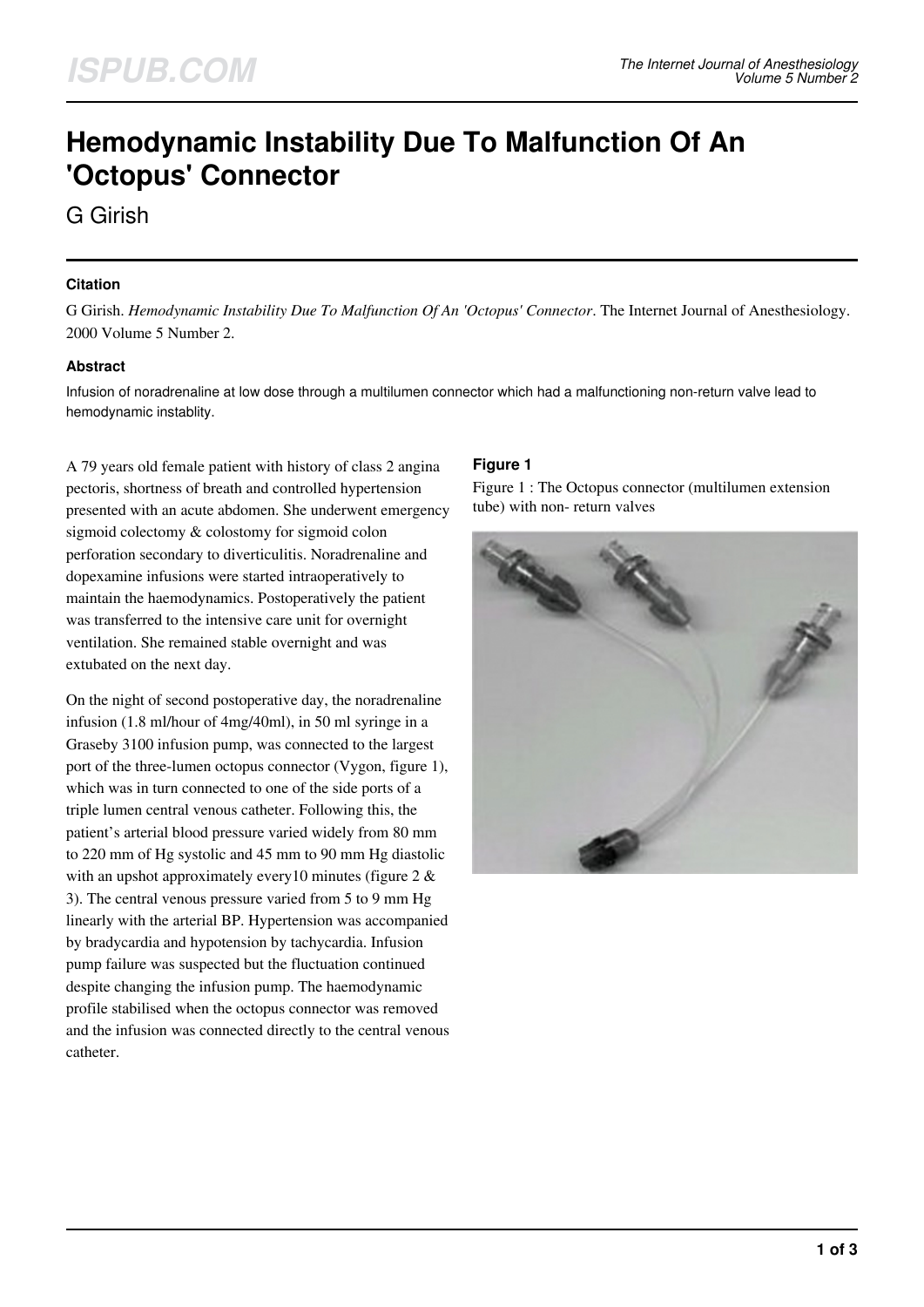# Hemodynamic Instability Due To Malfunction Of An 'Octopus' Connector

G Girish

### Citation

G Girish. *Hemodynamic Instability Due To Malfunction Of An 'Octopus' Connector*. The Internet Journal of Anesthesiology. 2000 Volume 5 Number 2.

### Abstract

Infusion of noradrenaline at low dose through a multilumen connector which had a malfunctioning non-return valve lead to hemodynamic instablity.

A 79 years old female patient with history of class 2 angina pectoris, shortness of breath and controlled hypertension presented with an acute abdomen. She underwent emergency sigmoid colectomy & colostomy for sigmoid colon perforation secondary to diverticulitis. Noradrenaline and dopexamine infusions were started intraoperatively to maintain the haemodynamics. Postoperatively the patient was transferred to the intensive care unit for overnight ventilation. She remained stable overnight and was extubated on the next day.

On the night of second postoperative day, the noradrenaline infusion (1.8 ml/hour of 4mg/40ml), in 50 ml syringe in a Graseby 3100 infusion pump, was connected to the largest port of the three-lumen octopus connector (Vygon, figure 1), which was in turn connected to one of the side ports of a triple lumen central venous catheter. Following this, the patient's arterial blood pressure varied widely from 80 mm to 220 mm of Hg systolic and 45 mm to 90 mm Hg diastolic with an upshot approximately every10 minutes (figure 2 & 3). The central venous pressure varied from 5 to 9 mm Hg linearly with the arterial BP. Hypertension was accompanied by bradycardia and hypotension by tachycardia. Infusion pump failure was suspected but the fluctuation continued despite changing the infusion pump. The haemodynamic profile stabilised when the octopus connector was removed and the infusion was connected directly to the central venous catheter.

### Figure 1

Figure 1 : The Octopus connector (multilumen extension tube) with non- return valves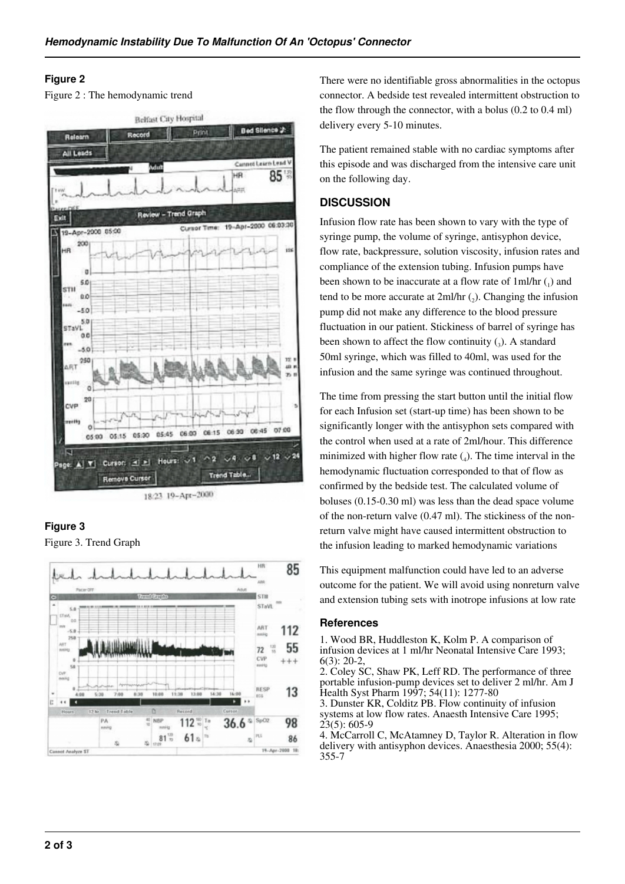## Figure 2

Figure 2 : The hemodynamic trend

## Figure 3

Figure 3. Trend Graph

There were no identifiable gross abnormalities in the octopus connector. A bedside test revealed intermittent obstruction to the flow through the connector, with a bolus (0.2 to 0.4 ml) delivery every 5-10 minutes.

The patient remained stable with no cardiac symptoms after this episode and was discharged from the intensive care unit on the following day.

## DISCUSSION

Infusion flow rate has been shown to vary with the type of syringe pump, the volume of syringe, antisyphon device, flow rate, backpressure, solution viscosity, infusion rates and compliance of the extension tubing. Infusion pumps have been shown to be inaccurate at a flow rate of 1ml/hr ([1]) and tend to be more accurate at 2ml/hr ([2]). Changing the infusion pump did not make any difference to the blood pressure fluctuation in our patient. Stickiness of barrel of syringe has been shown to affect the flow continuity ([3]). A standard 50ml syringe, which was filled to 40ml, was used for the infusion and the same syringe was continued throughout.

The time from pressing the start button until the initial flow for each Infusion set (start-up time) has been shown to be significantly longer with the antisyphon sets compared with the control when used at a rate of 2ml/hour. This difference minimized with higher flow rate ([4]). The time interval in the hemodynamic fluctuation corresponded to that of flow as confirmed by the bedside test. The calculated volume of boluses (0.15-0.30 ml) was less than the dead space volume of the non-return valve (0.47 ml). The stickiness of the non-return valve might have caused intermittent obstruction to the infusion leading to marked hemodynamic variations

This equipment malfunction could have led to an adverse outcome for the patient. We will avoid using nonreturn valve and extension tubing sets with inotrope infusions at low rate

### References

1. Wood BR, Huddleston K, Kolm P. A comparison of infusion devices at 1 ml/hr Neonatal Intensive Care 1993; 6(3): 20-2,
2. Coley SC, Shaw PK, Leff RD. The performance of three portable infusion-pump devices set to deliver 2 ml/hr. Am J Health Syst Pharm 1997; 54(11): 1277-80
3. Dunster KR, Colditz PB. Flow continuity of infusion systems at low flow rates. Anaesth Intensive Care 1995; 23(5): 605-9
4. McCarroll C, McAtamney D, Taylor R. Alteration in flow delivery with antisyphon devices. Anaesthesia 2000; 55(4): 355-7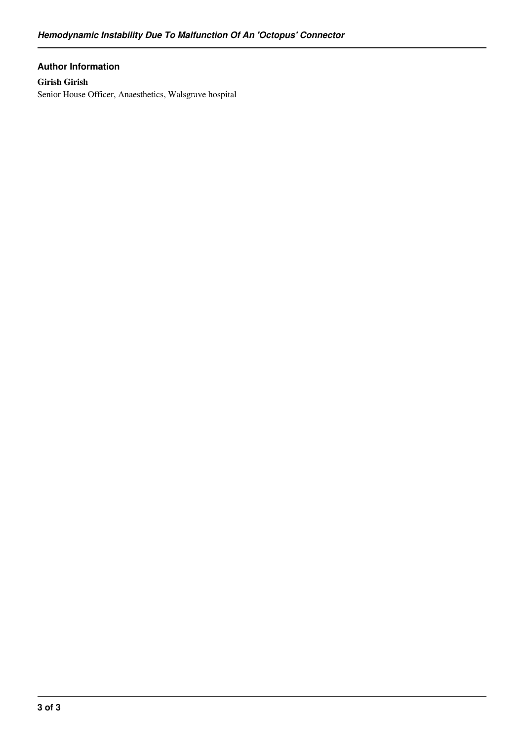## Author Information

**Girish Girish**

Senior House Officer, Anaesthetics, Walsgrave hospital